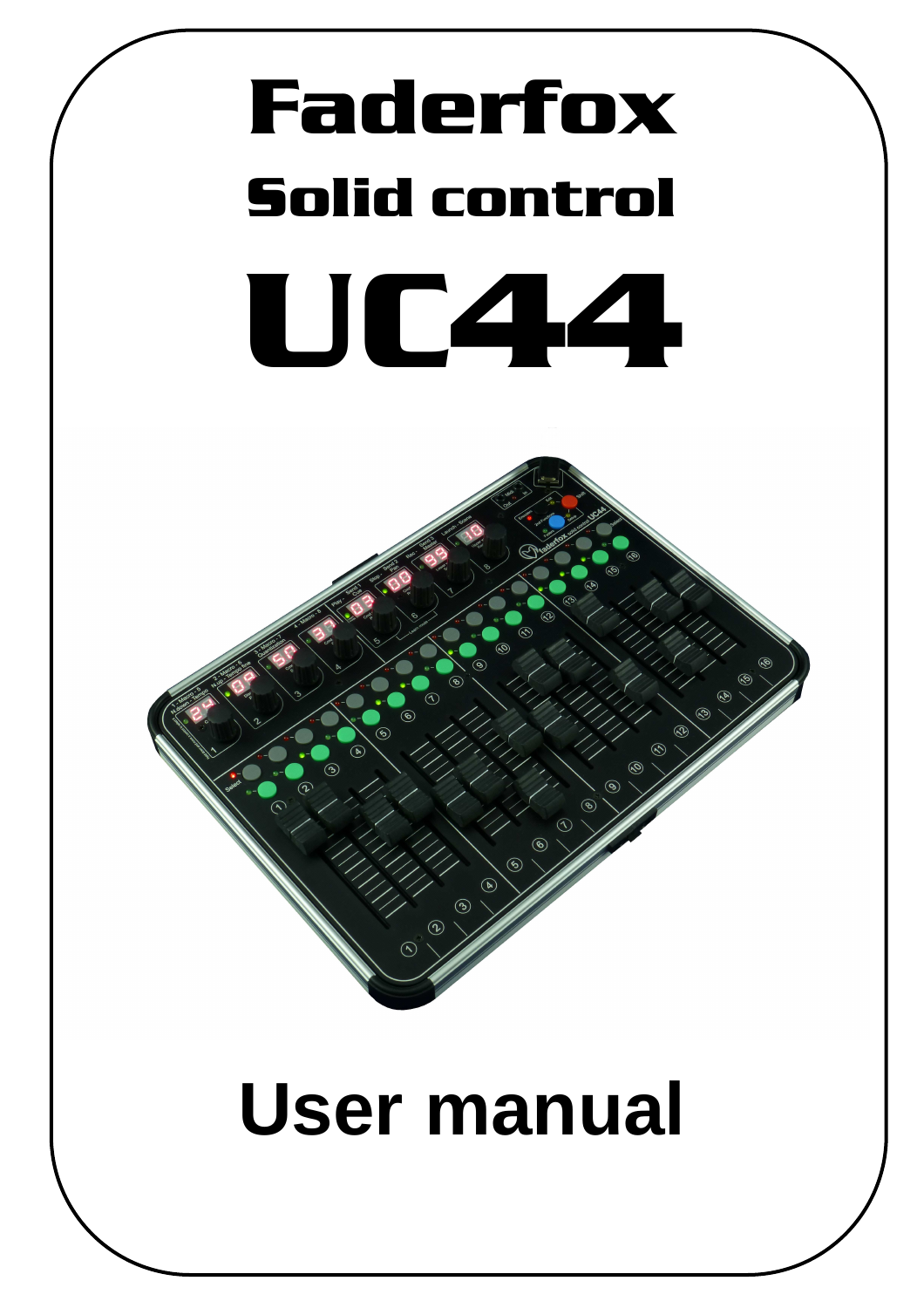# Faderfox

## Solid control

# UC44

# User manual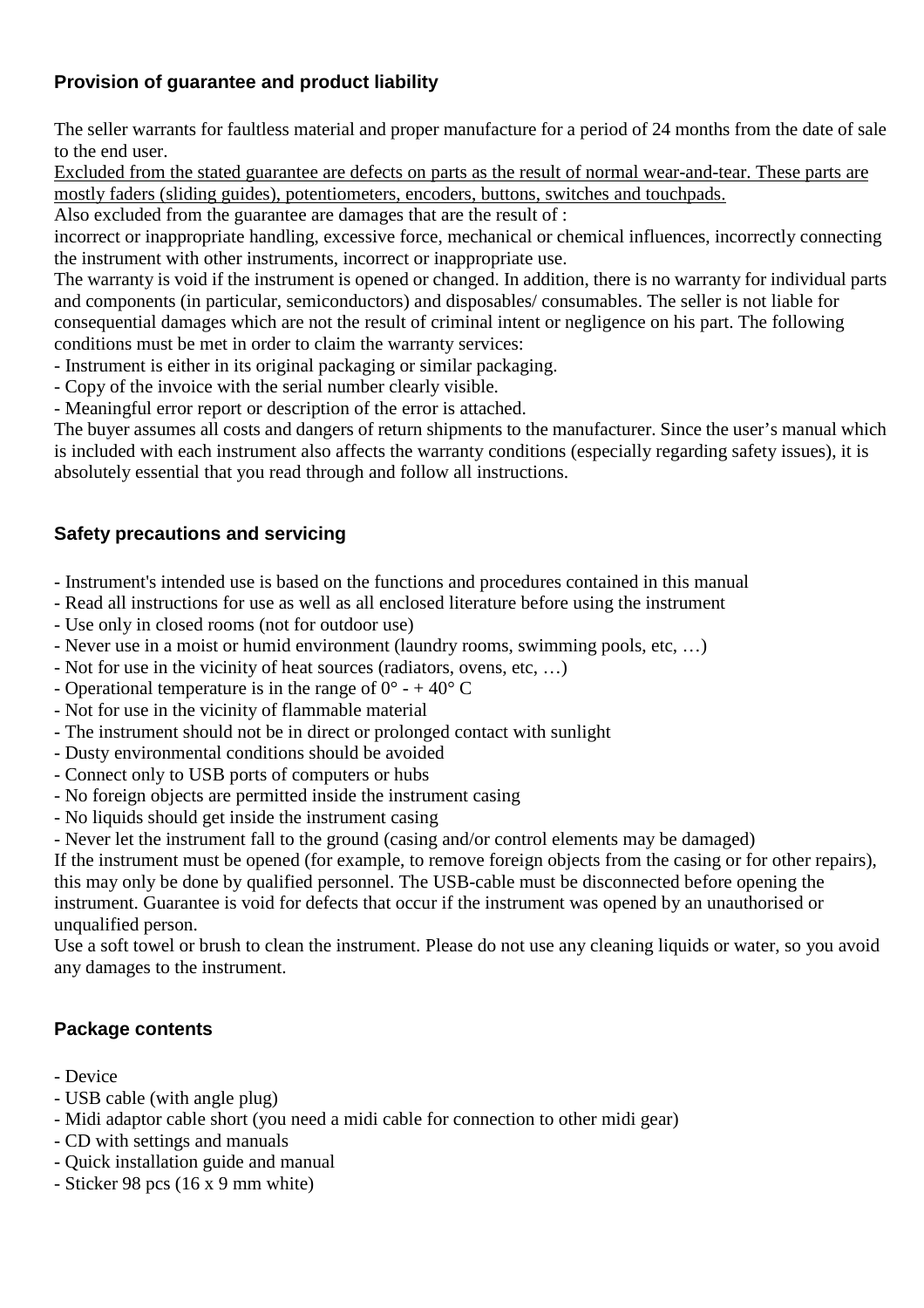## Provision of guarantee and product liability

The seller warrants for faultless material and proper manufacture for a period of 24 months from the date of sale to the end user.

<u>Excluded from the stated guarantee are defects on parts as the result of normal wear-and-tear. These parts are mostly faders (sliding guides), potentiometers, encoders, buttons, switches and touchpads.</u>

Also excluded from the guarantee are damages that are the result of :

incorrect or inappropriate handling, excessive force, mechanical or chemical influences, incorrectly connecting the instrument with other instruments, incorrect or inappropriate use.

The warranty is void if the instrument is opened or changed. In addition, there is no warranty for individual parts and components (in particular, semiconductors) and disposables/ consumables. The seller is not liable for consequential damages which are not the result of criminal intent or negligence on his part. The following conditions must be met in order to claim the warranty services:

- Instrument is either in its original packaging or similar packaging.
- Copy of the invoice with the serial number clearly visible.
- Meaningful error report or description of the error is attached.

The buyer assumes all costs and dangers of return shipments to the manufacturer. Since the user's manual which is included with each instrument also affects the warranty conditions (especially regarding safety issues), it is absolutely essential that you read through and follow all instructions.

## Safety precautions and servicing

- Instrument's intended use is based on the functions and procedures contained in this manual
- Read all instructions for use as well as all enclosed literature before using the instrument
- Use only in closed rooms (not for outdoor use)
- Never use in a moist or humid environment (laundry rooms, swimming pools, etc, …)
- Not for use in the vicinity of heat sources (radiators, ovens, etc, …)
- Operational temperature is in the range of 0° - + 40° C
- Not for use in the vicinity of flammable material
- The instrument should not be in direct or prolonged contact with sunlight
- Dusty environmental conditions should be avoided
- Connect only to USB ports of computers or hubs
- No foreign objects are permitted inside the instrument casing
- No liquids should get inside the instrument casing
- Never let the instrument fall to the ground (casing and/or control elements may be damaged)

If the instrument must be opened (for example, to remove foreign objects from the casing or for other repairs), this may only be done by qualified personnel. The USB-cable must be disconnected before opening the instrument. Guarantee is void for defects that occur if the instrument was opened by an unauthorised or unqualified person.

Use a soft towel or brush to clean the instrument. Please do not use any cleaning liquids or water, so you avoid any damages to the instrument.

## Package contents

- Device
- USB cable (with angle plug)
- Midi adaptor cable short (you need a midi cable for connection to other midi gear)
- CD with settings and manuals
- Quick installation guide and manual
- Sticker 98 pcs (16 x 9 mm white)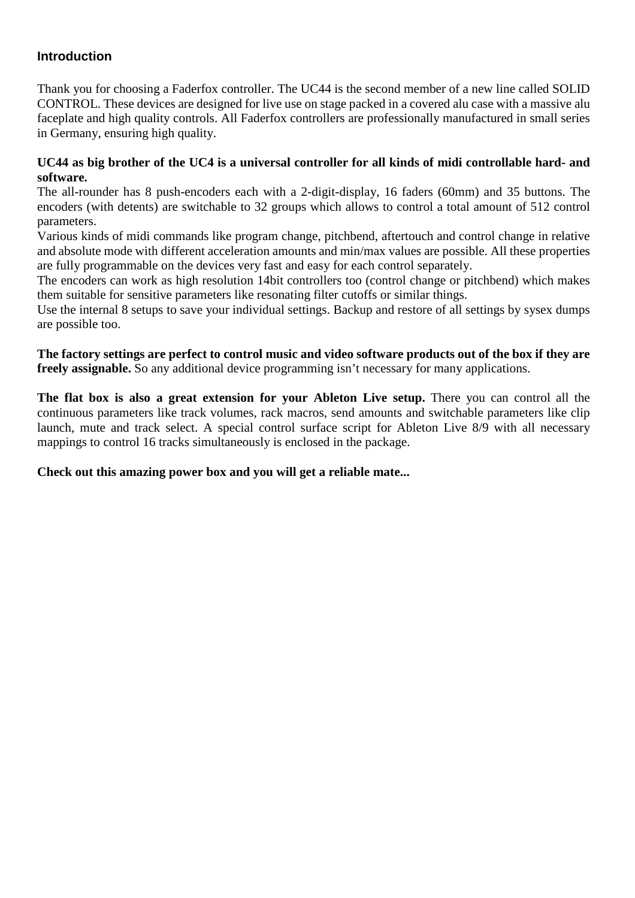## Introduction

Thank you for choosing a Faderfox controller. The UC44 is the second member of a new line called SOLID CONTROL. These devices are designed for live use on stage packed in a covered alu case with a massive alu faceplate and high quality controls. All Faderfox controllers are professionally manufactured in small series in Germany, ensuring high quality.

**UC44 as big brother of the UC4 is a universal controller for all kinds of midi controllable hard- and software.**
The all-rounder has 8 push-encoders each with a 2-digit-display, 16 faders (60mm) and 35 buttons. The encoders (with detents) are switchable to 32 groups which allows to control a total amount of 512 control parameters.
Various kinds of midi commands like program change, pitchbend, aftertouch and control change in relative and absolute mode with different acceleration amounts and min/max values are possible. All these properties are fully programmable on the devices very fast and easy for each control separately.
The encoders can work as high resolution 14bit controllers too (control change or pitchbend) which makes them suitable for sensitive parameters like resonating filter cutoffs or similar things.
Use the internal 8 setups to save your individual settings. Backup and restore of all settings by sysex dumps are possible too.

**The factory settings are perfect to control music and video software products out of the box if they are freely assignable.** So any additional device programming isn't necessary for many applications.

**The flat box is also a great extension for your Ableton Live setup.** There you can control all the continuous parameters like track volumes, rack macros, send amounts and switchable parameters like clip launch, mute and track select. A special control surface script for Ableton Live 8/9 with all necessary mappings to control 16 tracks simultaneously is enclosed in the package.

**Check out this amazing power box and you will get a reliable mate...**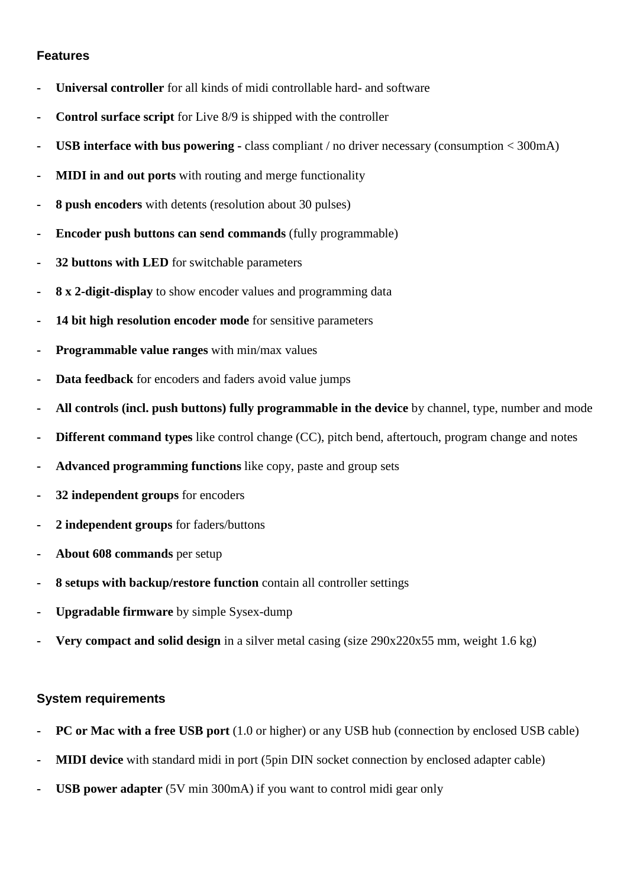### Features

- **Universal controller** for all kinds of midi controllable hard- and software
- **Control surface script** for Live 8/9 is shipped with the controller
- **USB interface with bus powering -** class compliant / no driver necessary (consumption < 300mA)
- **MIDI in and out ports** with routing and merge functionality
- **8 push encoders** with detents (resolution about 30 pulses)
- **Encoder push buttons can send commands** (fully programmable)
- **32 buttons with LED** for switchable parameters
- **8 x 2-digit-display** to show encoder values and programming data
- **14 bit high resolution encoder mode** for sensitive parameters
- **Programmable value ranges** with min/max values
- **Data feedback** for encoders and faders avoid value jumps
- **All controls (incl. push buttons) fully programmable in the device** by channel, type, number and mode
- **Different command types** like control change (CC), pitch bend, aftertouch, program change and notes
- **Advanced programming functions** like copy, paste and group sets
- **32 independent groups** for encoders
- **2 independent groups** for faders/buttons
- **About 608 commands** per setup
- **8 setups with backup/restore function** contain all controller settings
- **Upgradable firmware** by simple Sysex-dump
- **Very compact and solid design** in a silver metal casing (size 290x220x55 mm, weight 1.6 kg)

### System requirements

- **PC or Mac with a free USB port** (1.0 or higher) or any USB hub (connection by enclosed USB cable)
- **MIDI device** with standard midi in port (5pin DIN socket connection by enclosed adapter cable)
- **USB power adapter** (5V min 300mA) if you want to control midi gear only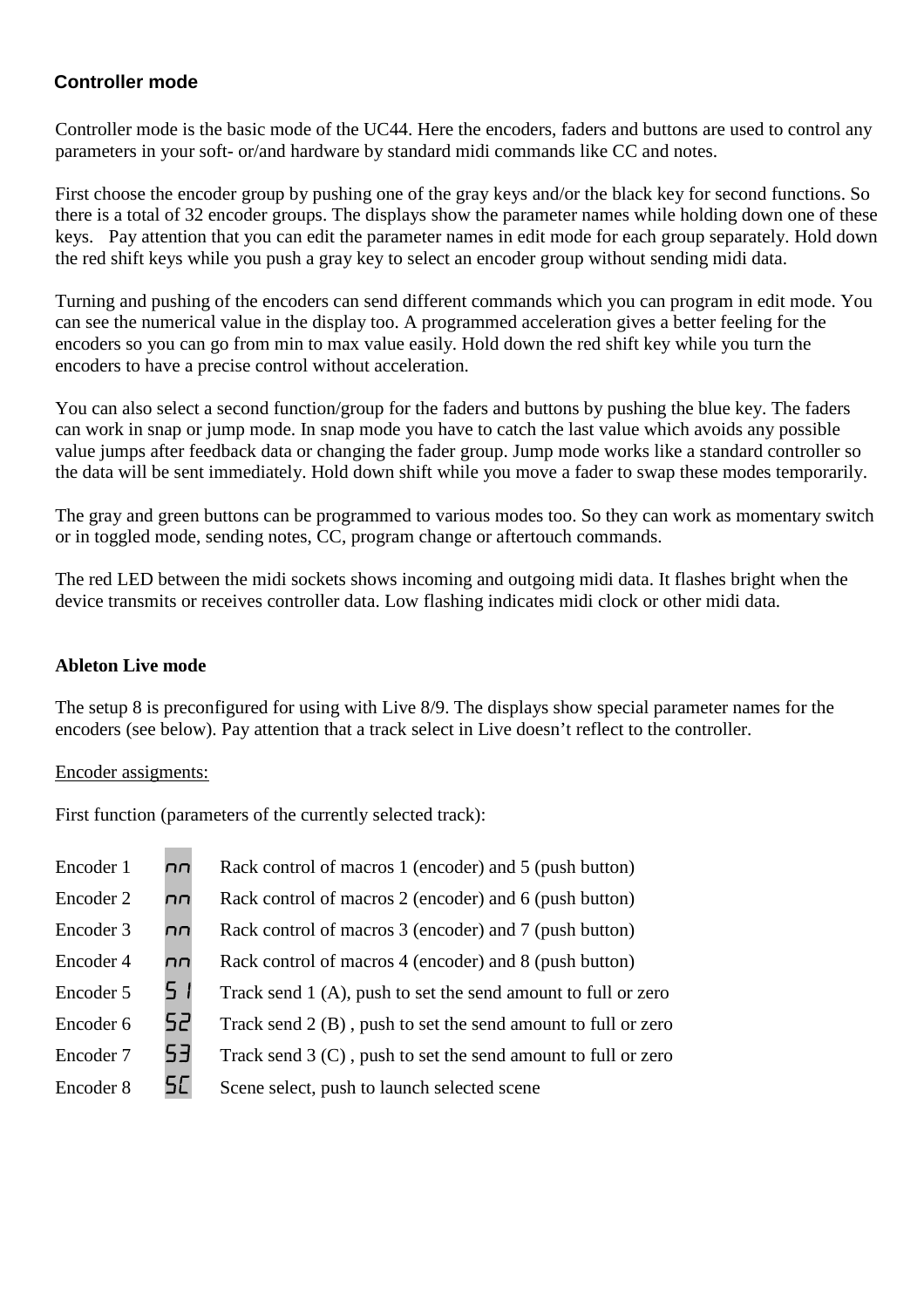## Controller mode

Controller mode is the basic mode of the UC44. Here the encoders, faders and buttons are used to control any parameters in your soft- or/and hardware by standard midi commands like CC and notes.

First choose the encoder group by pushing one of the gray keys and/or the black key for second functions. So there is a total of 32 encoder groups. The displays show the parameter names while holding down one of these keys. Pay attention that you can edit the parameter names in edit mode for each group separately. Hold down the red shift keys while you push a gray key to select an encoder group without sending midi data.

Turning and pushing of the encoders can send different commands which you can program in edit mode. You can see the numerical value in the display too. A programmed acceleration gives a better feeling for the encoders so you can go from min to max value easily. Hold down the red shift key while you turn the encoders to have a precise control without acceleration.

You can also select a second function/group for the faders and buttons by pushing the blue key. The faders can work in snap or jump mode. In snap mode you have to catch the last value which avoids any possible value jumps after feedback data or changing the fader group. Jump mode works like a standard controller so the data will be sent immediately. Hold down shift while you move a fader to swap these modes temporarily.

The gray and green buttons can be programmed to various modes too. So they can work as momentary switch or in toggled mode, sending notes, CC, program change or aftertouch commands.

The red LED between the midi sockets shows incoming and outgoing midi data. It flashes bright when the device transmits or receives controller data. Low flashing indicates midi clock or other midi data.

### Ableton Live mode

The setup 8 is preconfigured for using with Live 8/9. The displays show special parameter names for the encoders (see below). Pay attention that a track select in Live doesn't reflect to the controller.

Encoder assigments:

First function (parameters of the currently selected track):

| | | |
|---|---|---|
| Encoder 1 | nn | Rack control of macros 1 (encoder) and 5 (push button) |
| Encoder 2 | nn | Rack control of macros 2 (encoder) and 6 (push button) |
| Encoder 3 | nn | Rack control of macros 3 (encoder) and 7 (push button) |
| Encoder 4 | nn | Rack control of macros 4 (encoder) and 8 (push button) |
| Encoder 5 | S1 | Track send 1 (A), push to set the send amount to full or zero |
| Encoder 6 | S2 | Track send 2 (B) , push to set the send amount to full or zero |
| Encoder 7 | S3 | Track send 3 (C) , push to set the send amount to full or zero |
| Encoder 8 | SC | Scene select, push to launch selected scene |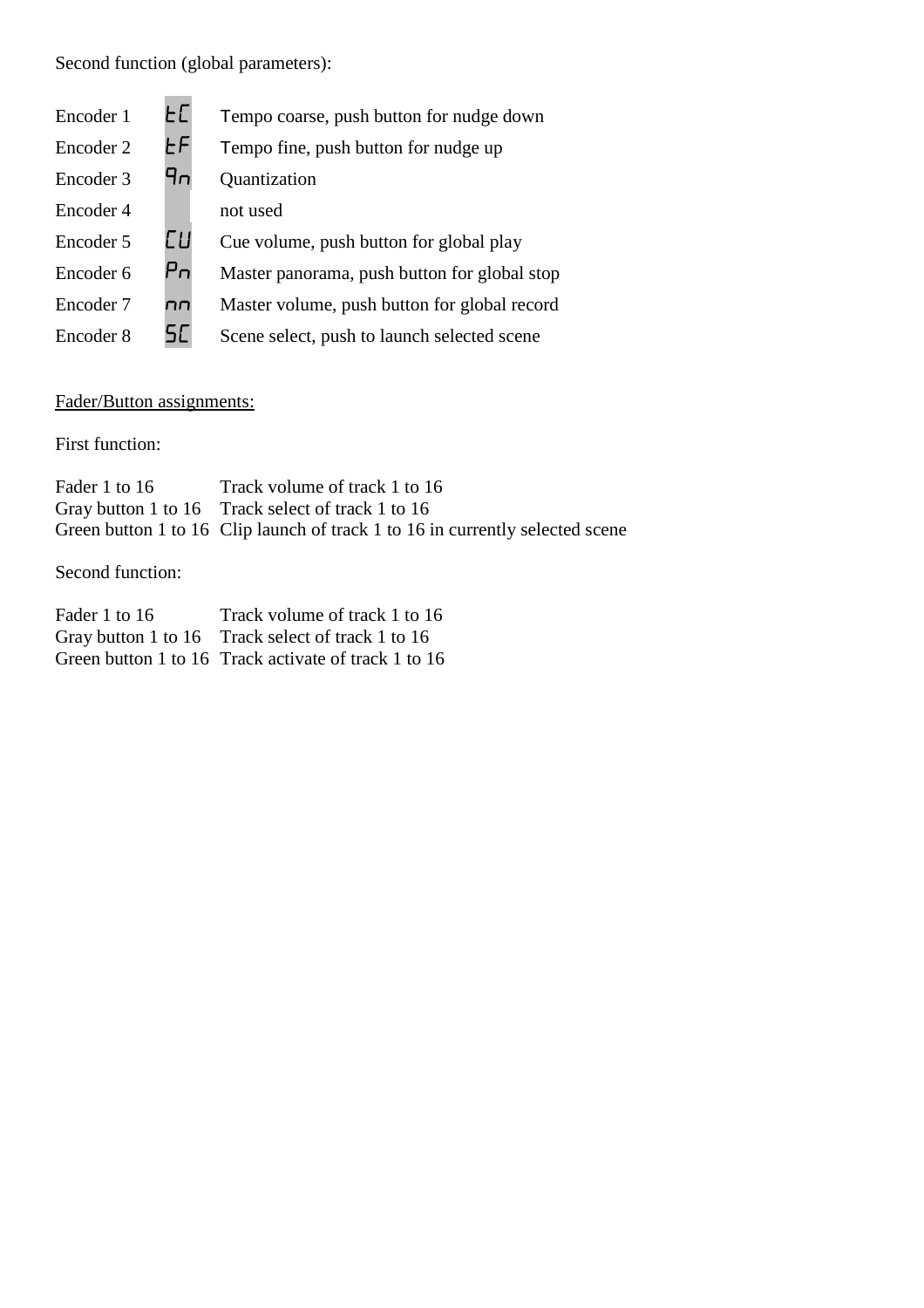Second function (global parameters):

| | | |
|---|---|---|
| Encoder 1 | tC | Tempo coarse, push button for nudge down |
| Encoder 2 | tF | Tempo fine, push button for nudge up |
| Encoder 3 | qn | Quantization |
| Encoder 4 | | not used |
| Encoder 5 | CU | Cue volume, push button for global play |
| Encoder 6 | Pn | Master panorama, push button for global stop |
| Encoder 7 | nn | Master volume, push button for global record |
| Encoder 8 | SC | Scene select, push to launch selected scene |

<u>Fader/Button assignments:</u>

First function:

| | |
|---|---|
| Fader 1 to 16 | Track volume of track 1 to 16 |
| Gray button 1 to 16 | Track select of track 1 to 16 |
| Green button 1 to 16 | Clip launch of track 1 to 16 in currently selected scene |

Second function:

| | |
|---|---|
| Fader 1 to 16 | Track volume of track 1 to 16 |
| Gray button 1 to 16 | Track select of track 1 to 16 |
| Green button 1 to 16 | Track activate of track 1 to 16 |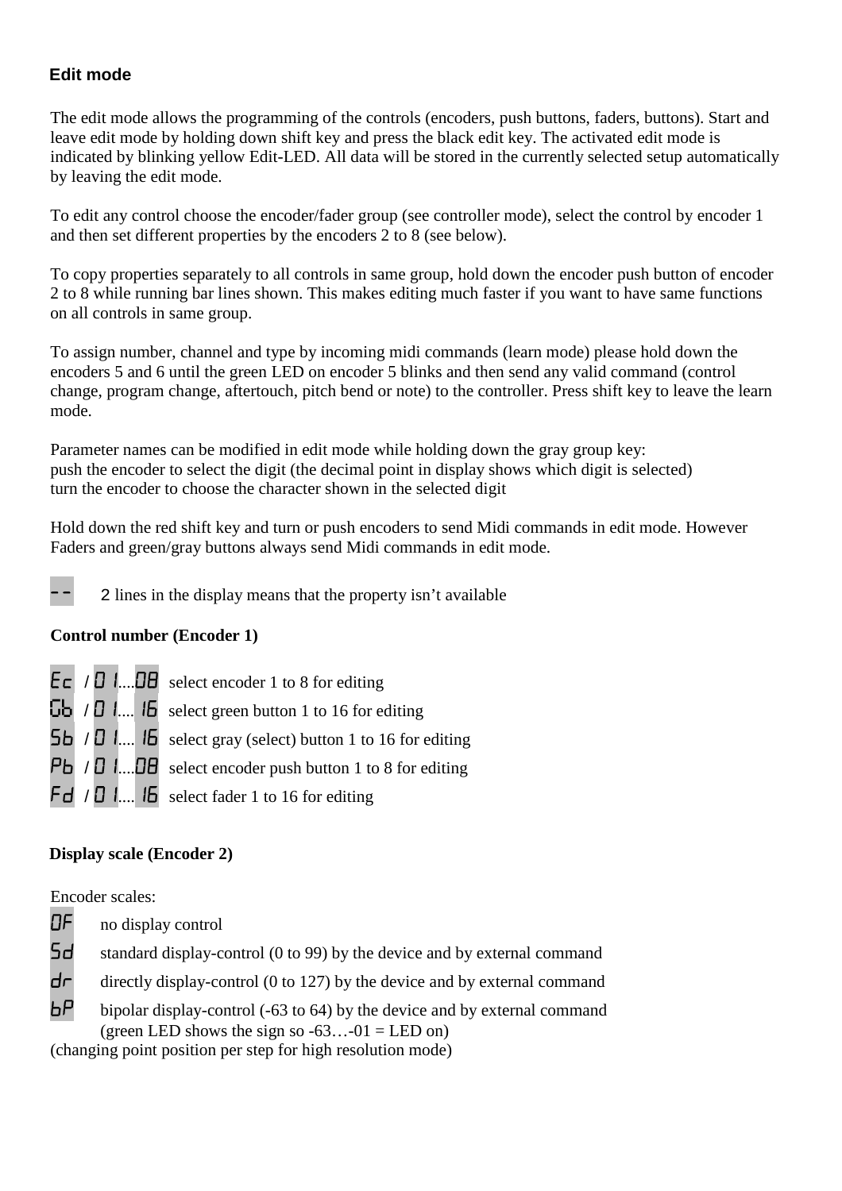## Edit mode

The edit mode allows the programming of the controls (encoders, push buttons, faders, buttons). Start and leave edit mode by holding down shift key and press the black edit key. The activated edit mode is indicated by blinking yellow Edit-LED. All data will be stored in the currently selected setup automatically by leaving the edit mode.

To edit any control choose the encoder/fader group (see controller mode), select the control by encoder 1 and then set different properties by the encoders 2 to 8 (see below).

To copy properties separately to all controls in same group, hold down the encoder push button of encoder 2 to 8 while running bar lines shown. This makes editing much faster if you want to have same functions on all controls in same group.

To assign number, channel and type by incoming midi commands (learn mode) please hold down the encoders 5 and 6 until the green LED on encoder 5 blinks and then send any valid command (control change, program change, aftertouch, pitch bend or note) to the controller. Press shift key to leave the learn mode.

Parameter names can be modified in edit mode while holding down the gray group key:
push the encoder to select the digit (the decimal point in display shows which digit is selected)
turn the encoder to choose the character shown in the selected digit

Hold down the red shift key and turn or push encoders to send Midi commands in edit mode. However Faders and green/gray buttons always send Midi commands in edit mode.

-- 2 lines in the display means that the property isn't available

### Control number (Encoder 1)

Ec / 01....08 select encoder 1 to 8 for editing
Gb / 01.... 16 select green button 1 to 16 for editing
Sb / 01.... 16 select gray (select) button 1 to 16 for editing
Pb / 01....08 select encoder push button 1 to 8 for editing
Fd / 01.... 16 select fader 1 to 16 for editing

### Display scale (Encoder 2)

Encoder scales:

OF no display control
Sd standard display-control (0 to 99) by the device and by external command
dr directly display-control (0 to 127) by the device and by external command
bP bipolar display-control (-63 to 64) by the device and by external command
(green LED shows the sign so -63…-01 = LED on)
(changing point position per step for high resolution mode)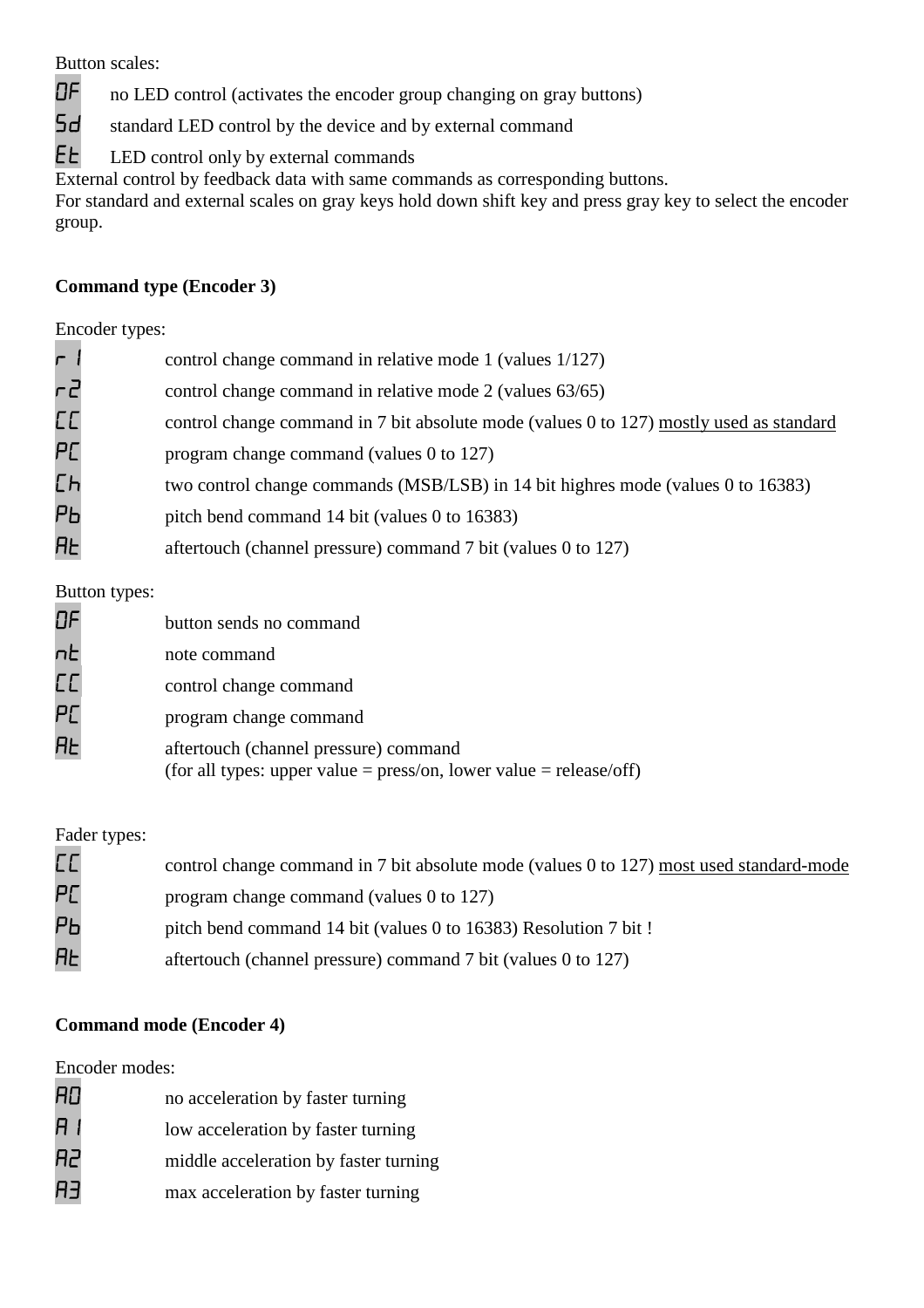Button scales:

| | |
|---|---|
| 0F | no LED control (activates the encoder group changing on gray buttons) |
| Sd | standard LED control by the device and by external command |
| Et | LED control only by external commands |

External control by feedback data with same commands as corresponding buttons.
For standard and external scales on gray keys hold down shift key and press gray key to select the encoder group.

**Command type (Encoder 3)**

Encoder types:

| | |
|---|---|
| r 1 | control change command in relative mode 1 (values 1/127) |
| r2 | control change command in relative mode 2 (values 63/65) |
| CC | control change command in 7 bit absolute mode (values 0 to 127) mostly used as standard |
| PC | program change command (values 0 to 127) |
| Ch | two control change commands (MSB/LSB) in 14 bit highres mode (values 0 to 16383) |
| Pb | pitch bend command 14 bit (values 0 to 16383) |
| At | aftertouch (channel pressure) command 7 bit (values 0 to 127) |

Button types:

| | |
|---|---|
| 0F | button sends no command |
| nt | note command |
| CC | control change command |
| PC | program change command |
| At | aftertouch (channel pressure) command<br>(for all types: upper value = press/on, lower value = release/off) |

Fader types:

| | |
|---|---|
| CC | control change command in 7 bit absolute mode (values 0 to 127) most used standard-mode |
| PC | program change command (values 0 to 127) |
| Pb | pitch bend command 14 bit (values 0 to 16383) Resolution 7 bit ! |
| At | aftertouch (channel pressure) command 7 bit (values 0 to 127) |

**Command mode (Encoder 4)**

Encoder modes:

| | |
|---|---|
| A0 | no acceleration by faster turning |
| A 1 | low acceleration by faster turning |
| A2 | middle acceleration by faster turning |
| A3 | max acceleration by faster turning |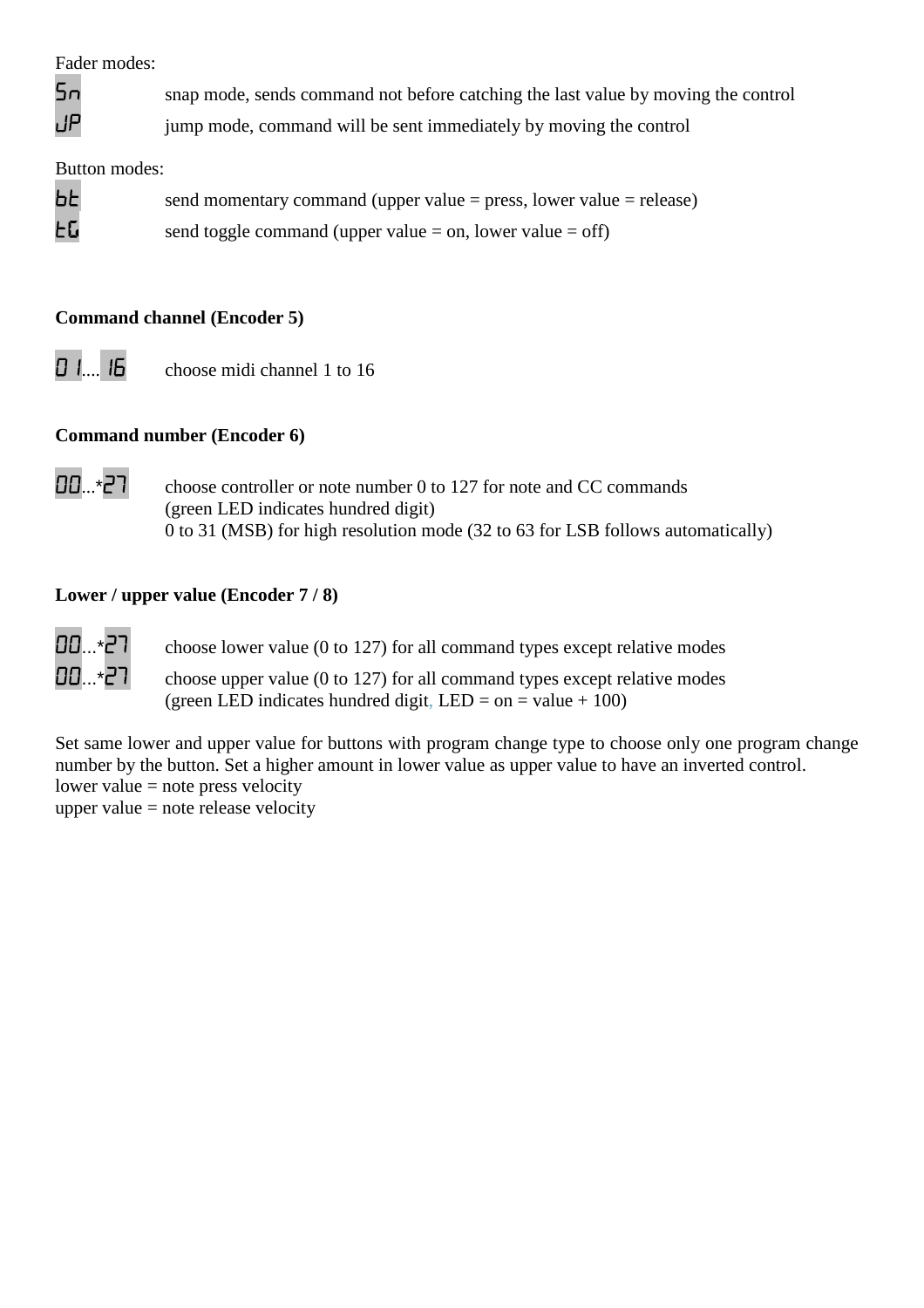Fader modes:

| | |
|---|---|
| Sn | snap mode, sends command not before catching the last value by moving the control |
| JP | jump mode, command will be sent immediately by moving the control |

Button modes:

| | |
|---|---|
| bt | send momentary command (upper value = press, lower value = release) |
| tG | send toggle command (upper value = on, lower value = off) |

**Command channel (Encoder 5)**

| | |
|---|---|
| 01.... 16 | choose midi channel 1 to 16 |

**Command number (Encoder 6)**

| | |
|---|---|
| 00...*27 | choose controller or note number 0 to 127 for note and CC commands (green LED indicates hundred digit) 0 to 31 (MSB) for high resolution mode (32 to 63 for LSB follows automatically) |

**Lower / upper value (Encoder 7 / 8)**

| | |
|---|---|
| 00...*27 | choose lower value (0 to 127) for all command types except relative modes |
| 00...*27 | choose upper value (0 to 127) for all command types except relative modes (green LED indicates hundred digit, LED = on = value + 100) |

Set same lower and upper value for buttons with program change type to choose only one program change number by the button. Set a higher amount in lower value as upper value to have an inverted control.
lower value = note press velocity
upper value = note release velocity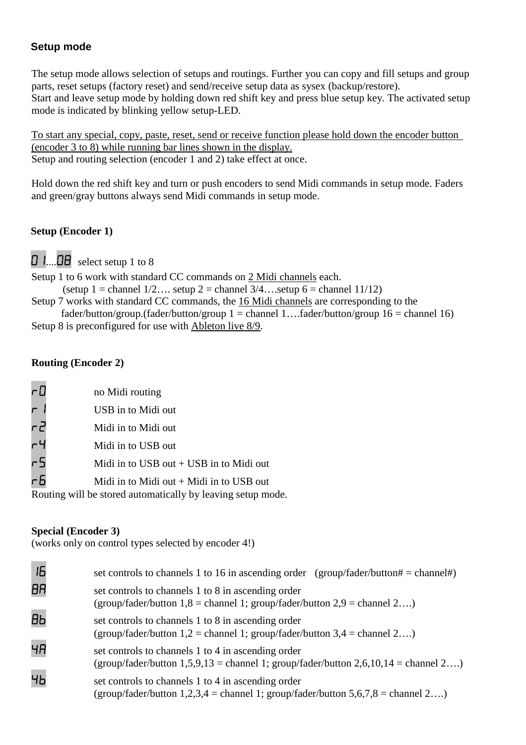## Setup mode

The setup mode allows selection of setups and routings. Further you can copy and fill setups and group parts, reset setups (factory reset) and send/receive setup data as sysex (backup/restore).
Start and leave setup mode by holding down red shift key and press blue setup key. The activated setup mode is indicated by blinking yellow setup-LED.

To start any special, copy, paste, reset, send or receive function please hold down the encoder button (encoder 3 to 8) while running bar lines shown in the display.
Setup and routing selection (encoder 1 and 2) take effect at once.

Hold down the red shift key and turn or push encoders to send Midi commands in setup mode. Faders and green/gray buttons always send Midi commands in setup mode.

### Setup (Encoder 1)

01....08 select setup 1 to 8

Setup 1 to 6 work with standard CC commands on 2 Midi channels each.
(setup 1 = channel 1/2…. setup 2 = channel 3/4….setup 6 = channel 11/12)
Setup 7 works with standard CC commands, the 16 Midi channels are corresponding to the fader/button/group.(fader/button/group 1 = channel 1….fader/button/group 16 = channel 16)
Setup 8 is preconfigured for use with Ableton live 8/9.

### Routing (Encoder 2)

| | |
|---|---|
| r0 | no Midi routing |
| r1 | USB in to Midi out |
| r2 | Midi in to Midi out |
| r4 | Midi in to USB out |
| r5 | Midi in to USB out + USB in to Midi out |
| r6 | Midi in to Midi out + Midi in to USB out |

Routing will be stored automatically by leaving setup mode.

### Special (Encoder 3)

(works only on control types selected by encoder 4!)

| | |
|---|---|
| 16 | set controls to channels 1 to 16 in ascending order (group/fader/button# = channel#) |
| 8A | set controls to channels 1 to 8 in ascending order (group/fader/button 1,8 = channel 1; group/fader/button 2,9 = channel 2….) |
| 8b | set controls to channels 1 to 8 in ascending order (group/fader/button 1,2 = channel 1; group/fader/button 3,4 = channel 2….) |
| 4A | set controls to channels 1 to 4 in ascending order (group/fader/button 1,5,9,13 = channel 1; group/fader/button 2,6,10,14 = channel 2….) |
| 4b | set controls to channels 1 to 4 in ascending order (group/fader/button 1,2,3,4 = channel 1; group/fader/button 5,6,7,8 = channel 2….) |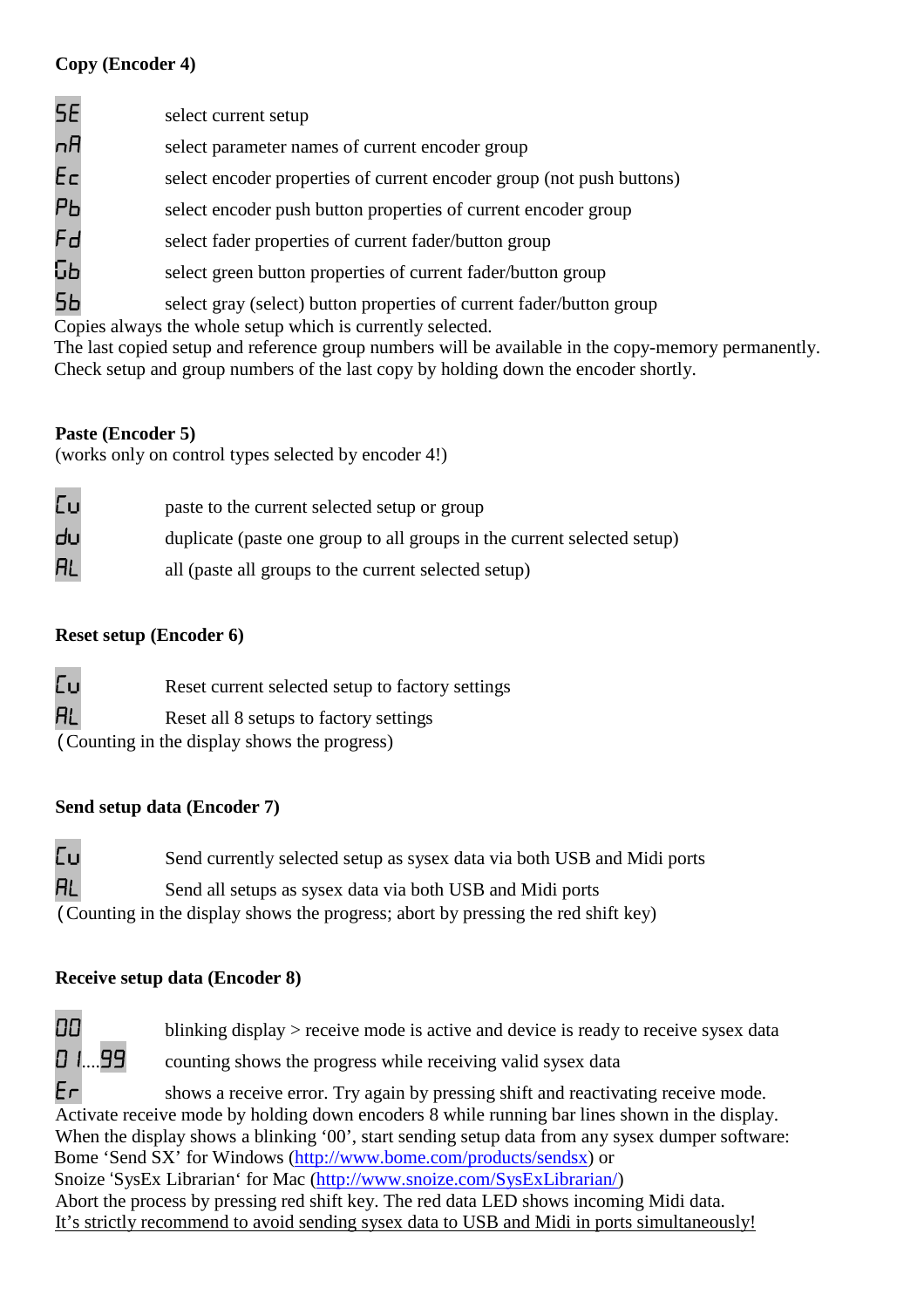**Copy (Encoder 4)**

| | |
|---|---|
| SE | select current setup |
| nA | select parameter names of current encoder group |
| Ec | select encoder properties of current encoder group (not push buttons) |
| Pb | select encoder push button properties of current encoder group |
| Fd | select fader properties of current fader/button group |
| Gb | select green button properties of current fader/button group |
| Sb | select gray (select) button properties of current fader/button group |

Copies always the whole setup which is currently selected.
The last copied setup and reference group numbers will be available in the copy-memory permanently.
Check setup and group numbers of the last copy by holding down the encoder shortly.

**Paste (Encoder 5)**
(works only on control types selected by encoder 4!)

| | |
|---|---|
| Cu | paste to the current selected setup or group |
| du | duplicate (paste one group to all groups in the current selected setup) |
| AL | all (paste all groups to the current selected setup) |

**Reset setup (Encoder 6)**

| | |
|---|---|
| Cu | Reset current selected setup to factory settings |
| AL | Reset all 8 setups to factory settings |

(Counting in the display shows the progress)

**Send setup data (Encoder 7)**

| | |
|---|---|
| Cu | Send currently selected setup as sysex data via both USB and Midi ports |
| AL | Send all setups as sysex data via both USB and Midi ports |

(Counting in the display shows the progress; abort by pressing the red shift key)

**Receive setup data (Encoder 8)**

| | |
|---|---|
| 00 | blinking display > receive mode is active and device is ready to receive sysex data |
| 01....99 | counting shows the progress while receiving valid sysex data |
| Er | shows a receive error. Try again by pressing shift and reactivating receive mode. |

Activate receive mode by holding down encoders 8 while running bar lines shown in the display.
When the display shows a blinking '00', start sending setup data from any sysex dumper software:
Bome 'Send SX' for Windows (http://www.bome.com/products/sendsx) or
Snoize 'SysEx Librarian' for Mac (http://www.snoize.com/SysExLibrarian/)
Abort the process by pressing red shift key. The red data LED shows incoming Midi data.
<u>It's strictly recommend to avoid sending sysex data to USB and Midi in ports simultaneously!</u>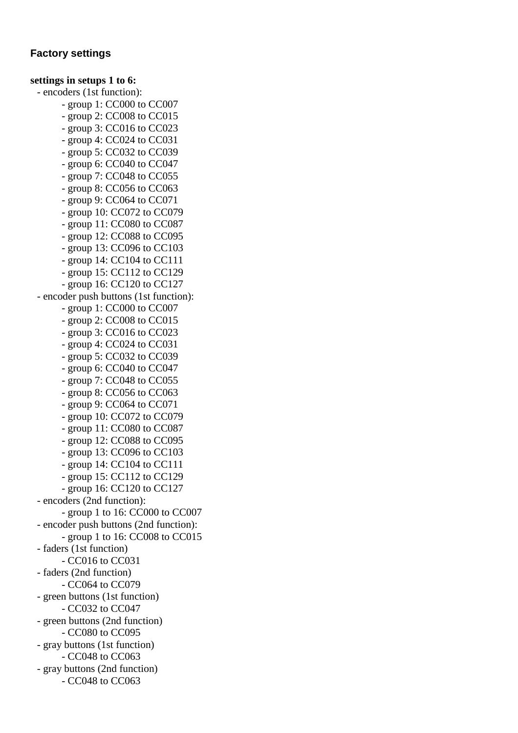### Factory settings

**settings in setups 1 to 6:**

- encoders (1st function):
  - group 1: CC000 to CC007
  - group 2: CC008 to CC015
  - group 3: CC016 to CC023
  - group 4: CC024 to CC031
  - group 5: CC032 to CC039
  - group 6: CC040 to CC047
  - group 7: CC048 to CC055
  - group 8: CC056 to CC063
  - group 9: CC064 to CC071
  - group 10: CC072 to CC079
  - group 11: CC080 to CC087
  - group 12: CC088 to CC095
  - group 13: CC096 to CC103
  - group 14: CC104 to CC111
  - group 15: CC112 to CC129
  - group 16: CC120 to CC127
- encoder push buttons (1st function):
  - group 1: CC000 to CC007
  - group 2: CC008 to CC015
  - group 3: CC016 to CC023
  - group 4: CC024 to CC031
  - group 5: CC032 to CC039
  - group 6: CC040 to CC047
  - group 7: CC048 to CC055
  - group 8: CC056 to CC063
  - group 9: CC064 to CC071
  - group 10: CC072 to CC079
  - group 11: CC080 to CC087
  - group 12: CC088 to CC095
  - group 13: CC096 to CC103
  - group 14: CC104 to CC111
  - group 15: CC112 to CC129
  - group 16: CC120 to CC127
- encoders (2nd function):
  - group 1 to 16: CC000 to CC007
- encoder push buttons (2nd function):
  - group 1 to 16: CC008 to CC015
- faders (1st function)
  - CC016 to CC031
- faders (2nd function)
  - CC064 to CC079
- green buttons (1st function)
  - CC032 to CC047
- green buttons (2nd function)
  - CC080 to CC095
- gray buttons (1st function)
  - CC048 to CC063
- gray buttons (2nd function)
  - CC048 to CC063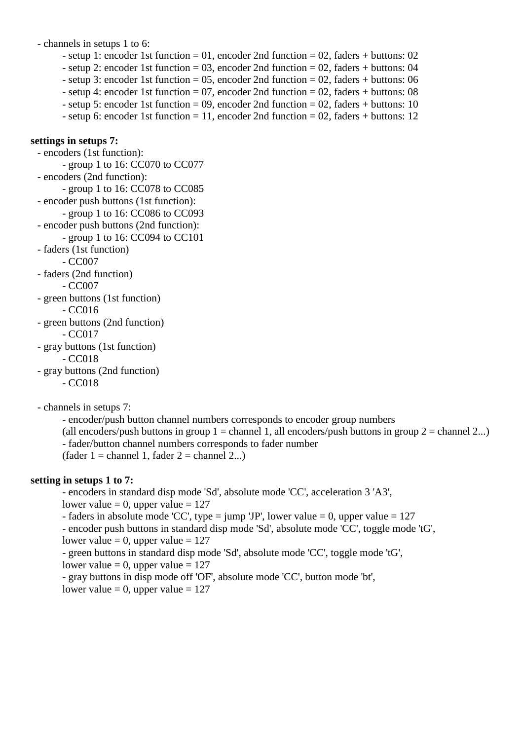- channels in setups 1 to 6:
    - setup 1: encoder 1st function = 01, encoder 2nd function = 02, faders + buttons: 02
    - setup 2: encoder 1st function = 03, encoder 2nd function = 02, faders + buttons: 04
    - setup 3: encoder 1st function = 05, encoder 2nd function = 02, faders + buttons: 06
    - setup 4: encoder 1st function = 07, encoder 2nd function = 02, faders + buttons: 08
    - setup 5: encoder 1st function = 09, encoder 2nd function = 02, faders + buttons: 10
    - setup 6: encoder 1st function = 11, encoder 2nd function = 02, faders + buttons: 12

**settings in setups 7:**

- encoders (1st function):
    - group 1 to 16: CC070 to CC077
- encoders (2nd function):
    - group 1 to 16: CC078 to CC085
- encoder push buttons (1st function):
    - group 1 to 16: CC086 to CC093
- encoder push buttons (2nd function):
    - group 1 to 16: CC094 to CC101
- faders (1st function)
    - CC007
- faders (2nd function)
    - CC007
- green buttons (1st function)
    - CC016
- green buttons (2nd function)
    - CC017
- gray buttons (1st function)
    - CC018
- gray buttons (2nd function)
    - CC018

- channels in setups 7:
    - encoder/push button channel numbers corresponds to encoder group numbers
      (all encoders/push buttons in group 1 = channel 1, all encoders/push buttons in group 2 = channel 2...)
    - fader/button channel numbers corresponds to fader number
      (fader 1 = channel 1, fader 2 = channel 2...)

**setting in setups 1 to 7:**

- encoders in standard disp mode 'Sd', absolute mode 'CC', acceleration 3 'A3',
  lower value = 0, upper value = 127
- faders in absolute mode 'CC', type = jump 'JP', lower value = 0, upper value = 127
- encoder push buttons in standard disp mode 'Sd', absolute mode 'CC', toggle mode 'tG',
  lower value = 0, upper value = 127
- green buttons in standard disp mode 'Sd', absolute mode 'CC', toggle mode 'tG',
  lower value = 0, upper value = 127
- gray buttons in disp mode off 'OF', absolute mode 'CC', button mode 'bt',
  lower value = 0, upper value = 127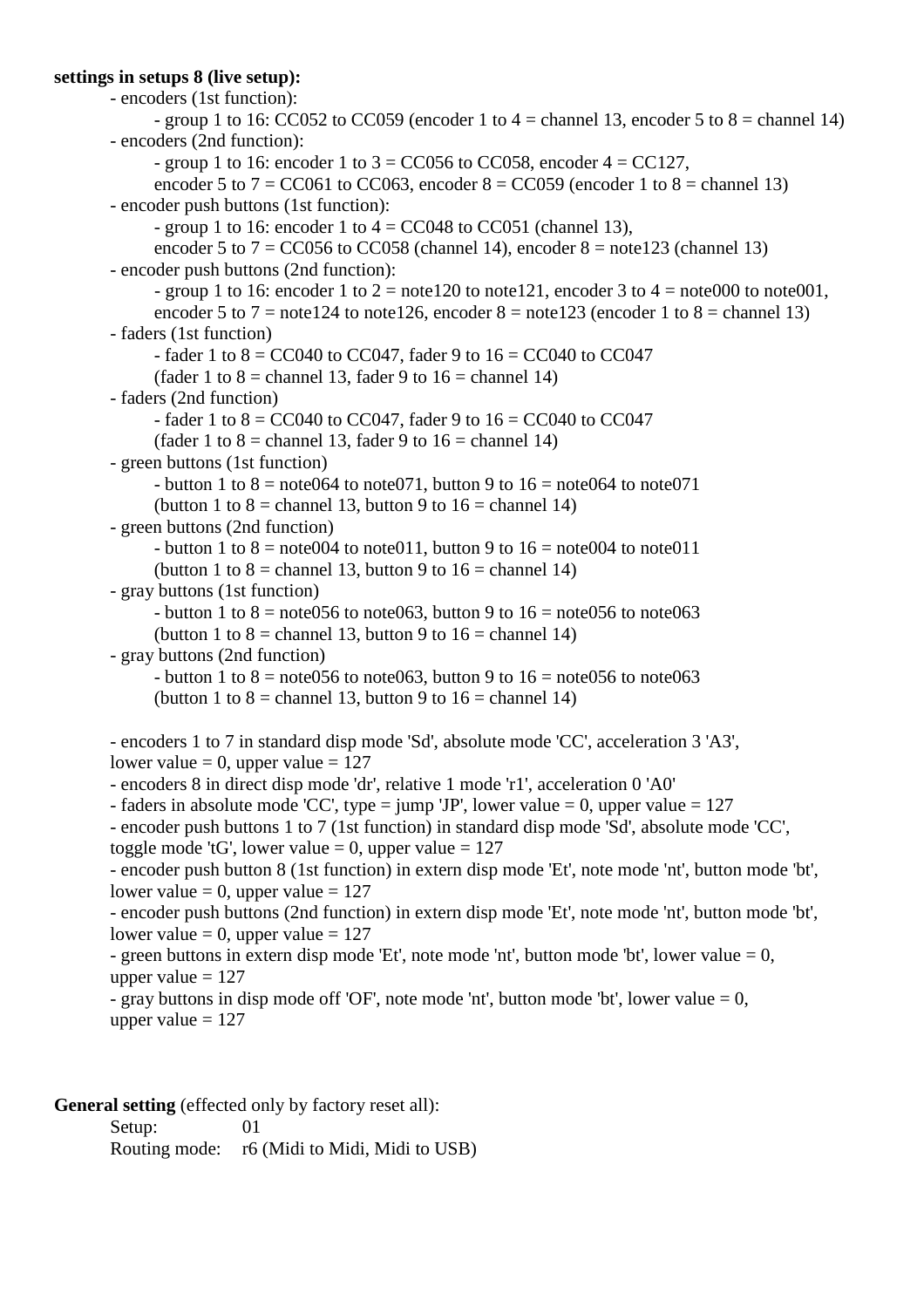**settings in setups 8 (live setup):**

- encoders (1st function):
  - group 1 to 16: CC052 to CC059 (encoder 1 to 4 = channel 13, encoder 5 to 8 = channel 14)
- encoders (2nd function):
  - group 1 to 16: encoder 1 to 3 = CC056 to CC058, encoder 4 = CC127, encoder 5 to 7 = CC061 to CC063, encoder 8 = CC059 (encoder 1 to 8 = channel 13)
- encoder push buttons (1st function):
  - group 1 to 16: encoder 1 to 4 = CC048 to CC051 (channel 13), encoder 5 to 7 = CC056 to CC058 (channel 14), encoder 8 = note123 (channel 13)
- encoder push buttons (2nd function):
  - group 1 to 16: encoder 1 to 2 = note120 to note121, encoder 3 to 4 = note000 to note001, encoder 5 to 7 = note124 to note126, encoder 8 = note123 (encoder 1 to 8 = channel 13)
- faders (1st function)
  - fader 1 to 8 = CC040 to CC047, fader 9 to 16 = CC040 to CC047 (fader 1 to 8 = channel 13, fader 9 to 16 = channel 14)
- faders (2nd function)
  - fader 1 to 8 = CC040 to CC047, fader 9 to 16 = CC040 to CC047 (fader 1 to 8 = channel 13, fader 9 to 16 = channel 14)
- green buttons (1st function)
  - button 1 to 8 = note064 to note071, button 9 to 16 = note064 to note071 (button 1 to 8 = channel 13, button 9 to 16 = channel 14)
- green buttons (2nd function)
  - button 1 to 8 = note004 to note011, button 9 to 16 = note004 to note011 (button 1 to 8 = channel 13, button 9 to 16 = channel 14)
- gray buttons (1st function)
  - button 1 to 8 = note056 to note063, button 9 to 16 = note056 to note063 (button 1 to 8 = channel 13, button 9 to 16 = channel 14)
- gray buttons (2nd function)
  - button 1 to 8 = note056 to note063, button 9 to 16 = note056 to note063 (button 1 to 8 = channel 13, button 9 to 16 = channel 14)

- encoders 1 to 7 in standard disp mode 'Sd', absolute mode 'CC', acceleration 3 'A3', lower value = 0, upper value = 127
- encoders 8 in direct disp mode 'dr', relative 1 mode 'r1', acceleration 0 'A0'
- faders in absolute mode 'CC', type = jump 'JP', lower value = 0, upper value = 127
- encoder push buttons 1 to 7 (1st function) in standard disp mode 'Sd', absolute mode 'CC', toggle mode 'tG', lower value = 0, upper value = 127
- encoder push button 8 (1st function) in extern disp mode 'Et', note mode 'nt', button mode 'bt', lower value = 0, upper value = 127
- encoder push buttons (2nd function) in extern disp mode 'Et', note mode 'nt', button mode 'bt', lower value = 0, upper value = 127
- green buttons in extern disp mode 'Et', note mode 'nt', button mode 'bt', lower value = 0, upper value = 127
- gray buttons in disp mode off 'OF', note mode 'nt', button mode 'bt', lower value = 0, upper value = 127

**General setting** (effected only by factory reset all):

Setup: 01
Routing mode: r6 (Midi to Midi, Midi to USB)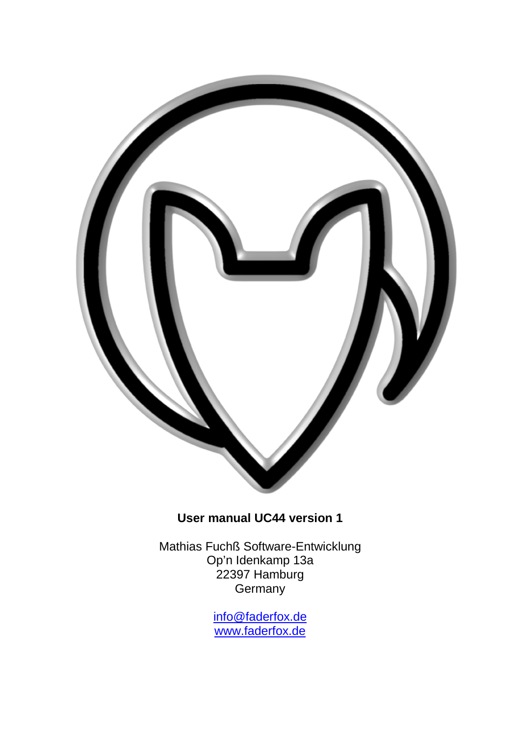**User manual UC44 version 1**

Mathias Fuchß Software-Entwicklung
Op'n Idenkamp 13a
22397 Hamburg
Germany

info@faderfox.de
www.faderfox.de